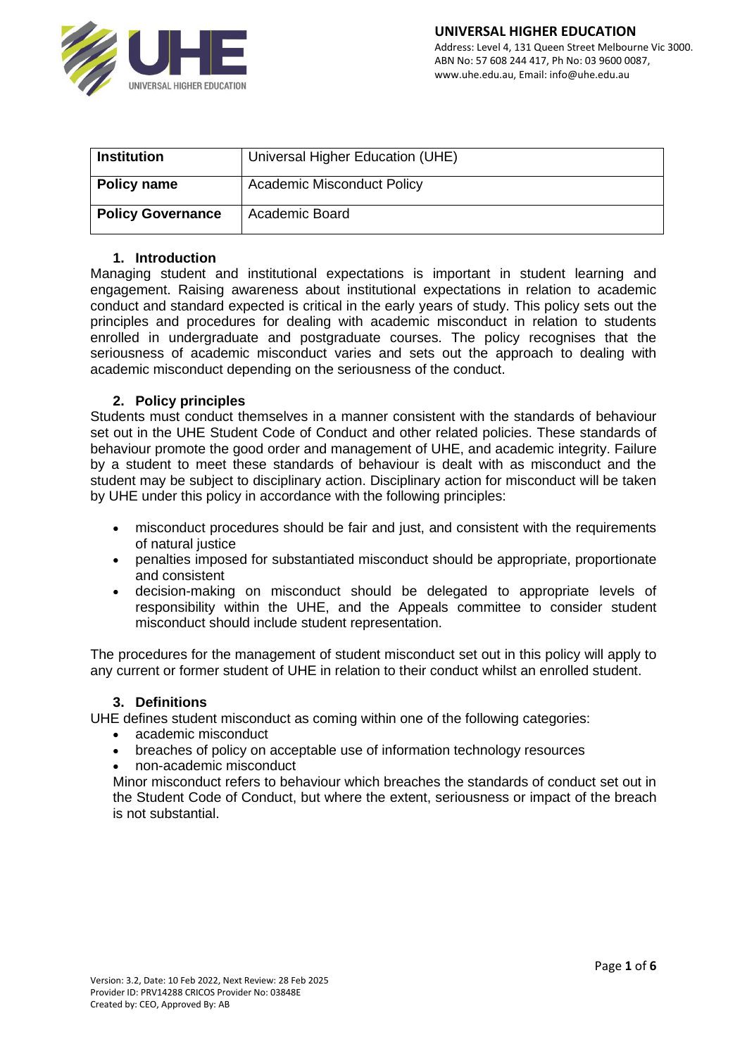| Institution | Universal Higher Education (UHE) |
| --- | --- |
| Policy name | Academic Misconduct Policy |
| Policy Governance | Academic Board |

## 1. Introduction

Managing student and institutional expectations is important in student learning and engagement. Raising awareness about institutional expectations in relation to academic conduct and standard expected is critical in the early years of study. This policy sets out the principles and procedures for dealing with academic misconduct in relation to students enrolled in undergraduate and postgraduate courses. The policy recognises that the seriousness of academic misconduct varies and sets out the approach to dealing with academic misconduct depending on the seriousness of the conduct.

## 2. Policy principles

Students must conduct themselves in a manner consistent with the standards of behaviour set out in the UHE Student Code of Conduct and other related policies. These standards of behaviour promote the good order and management of UHE, and academic integrity. Failure by a student to meet these standards of behaviour is dealt with as misconduct and the student may be subject to disciplinary action. Disciplinary action for misconduct will be taken by UHE under this policy in accordance with the following principles:

- misconduct procedures should be fair and just, and consistent with the requirements of natural justice
- penalties imposed for substantiated misconduct should be appropriate, proportionate and consistent
- decision-making on misconduct should be delegated to appropriate levels of responsibility within the UHE, and the Appeals committee to consider student misconduct should include student representation.

The procedures for the management of student misconduct set out in this policy will apply to any current or former student of UHE in relation to their conduct whilst an enrolled student.

## 3. Definitions

UHE defines student misconduct as coming within one of the following categories:

- academic misconduct
- breaches of policy on acceptable use of information technology resources
- non-academic misconduct

Minor misconduct refers to behaviour which breaches the standards of conduct set out in the Student Code of Conduct, but where the extent, seriousness or impact of the breach is not substantial.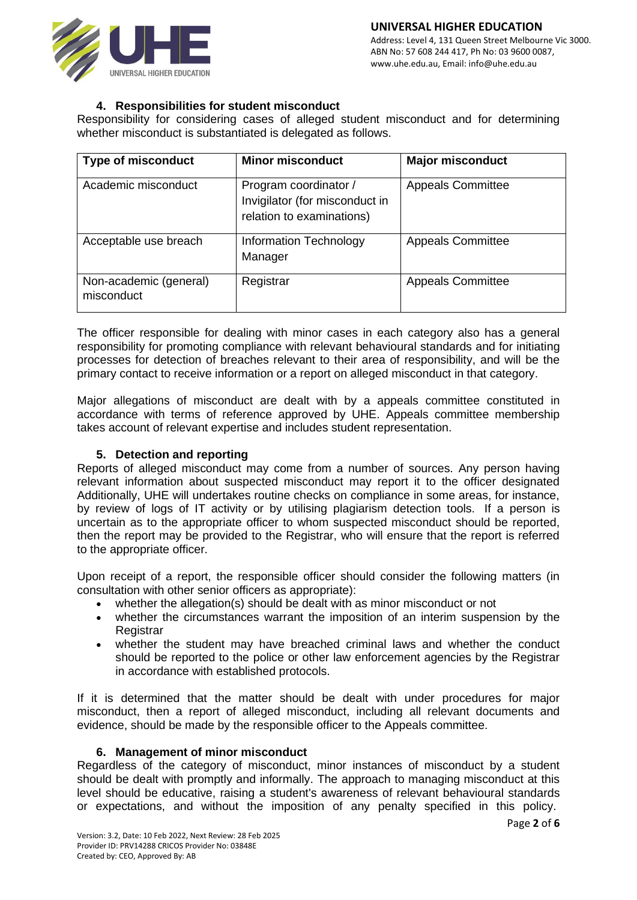### 4. Responsibilities for student misconduct

Responsibility for considering cases of alleged student misconduct and for determining whether misconduct is substantiated is delegated as follows.

| Type of misconduct | Minor misconduct | Major misconduct |
| --- | --- | --- |
| Academic misconduct | Program coordinator / Invigilator (for misconduct in relation to examinations) | Appeals Committee |
| Acceptable use breach | Information Technology Manager | Appeals Committee |
| Non-academic (general) misconduct | Registrar | Appeals Committee |

The officer responsible for dealing with minor cases in each category also has a general responsibility for promoting compliance with relevant behavioural standards and for initiating processes for detection of breaches relevant to their area of responsibility, and will be the primary contact to receive information or a report on alleged misconduct in that category.

Major allegations of misconduct are dealt with by a appeals committee constituted in accordance with terms of reference approved by UHE. Appeals committee membership takes account of relevant expertise and includes student representation.

### 5. Detection and reporting

Reports of alleged misconduct may come from a number of sources. Any person having relevant information about suspected misconduct may report it to the officer designated Additionally, UHE will undertakes routine checks on compliance in some areas, for instance, by review of logs of IT activity or by utilising plagiarism detection tools. If a person is uncertain as to the appropriate officer to whom suspected misconduct should be reported, then the report may be provided to the Registrar, who will ensure that the report is referred to the appropriate officer.

Upon receipt of a report, the responsible officer should consider the following matters (in consultation with other senior officers as appropriate):

- whether the allegation(s) should be dealt with as minor misconduct or not
- whether the circumstances warrant the imposition of an interim suspension by the Registrar
- whether the student may have breached criminal laws and whether the conduct should be reported to the police or other law enforcement agencies by the Registrar in accordance with established protocols.

If it is determined that the matter should be dealt with under procedures for major misconduct, then a report of alleged misconduct, including all relevant documents and evidence, should be made by the responsible officer to the Appeals committee.

### 6. Management of minor misconduct

Regardless of the category of misconduct, minor instances of misconduct by a student should be dealt with promptly and informally. The approach to managing misconduct at this level should be educative, raising a student's awareness of relevant behavioural standards or expectations, and without the imposition of any penalty specified in this policy.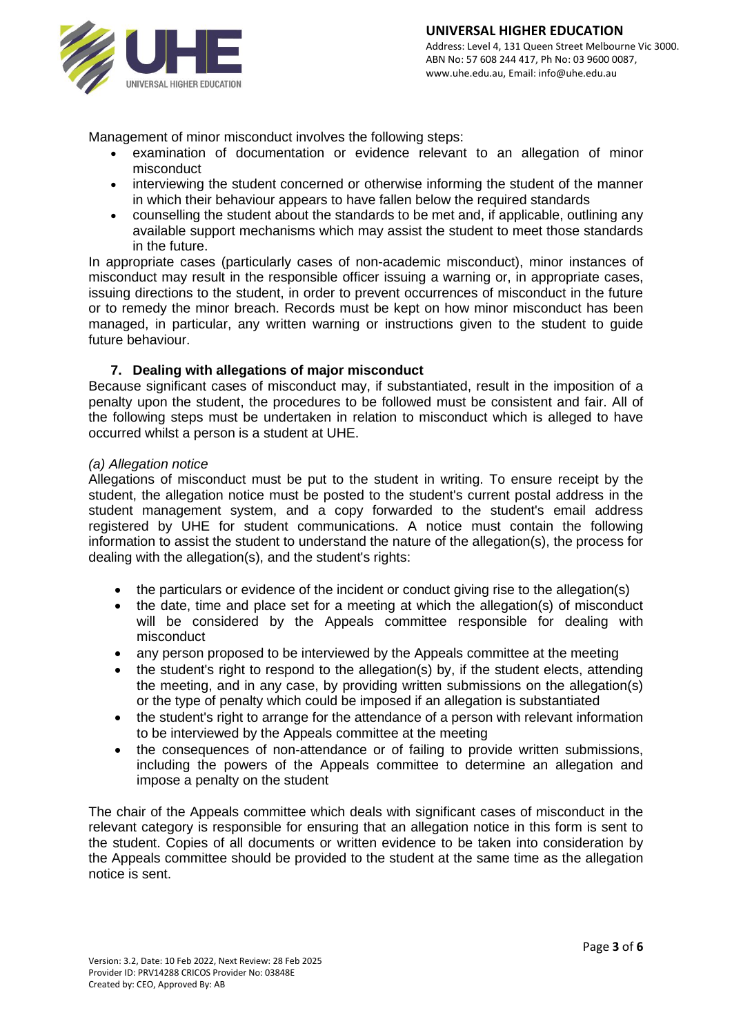Management of minor misconduct involves the following steps:

- examination of documentation or evidence relevant to an allegation of minor misconduct
- interviewing the student concerned or otherwise informing the student of the manner in which their behaviour appears to have fallen below the required standards
- counselling the student about the standards to be met and, if applicable, outlining any available support mechanisms which may assist the student to meet those standards in the future.

In appropriate cases (particularly cases of non-academic misconduct), minor instances of misconduct may result in the responsible officer issuing a warning or, in appropriate cases, issuing directions to the student, in order to prevent occurrences of misconduct in the future or to remedy the minor breach. Records must be kept on how minor misconduct has been managed, in particular, any written warning or instructions given to the student to guide future behaviour.

## 7. Dealing with allegations of major misconduct

Because significant cases of misconduct may, if substantiated, result in the imposition of a penalty upon the student, the procedures to be followed must be consistent and fair. All of the following steps must be undertaken in relation to misconduct which is alleged to have occurred whilst a person is a student at UHE.

*(a) Allegation notice*

Allegations of misconduct must be put to the student in writing. To ensure receipt by the student, the allegation notice must be posted to the student's current postal address in the student management system, and a copy forwarded to the student's email address registered by UHE for student communications. A notice must contain the following information to assist the student to understand the nature of the allegation(s), the process for dealing with the allegation(s), and the student's rights:

- the particulars or evidence of the incident or conduct giving rise to the allegation(s)
- the date, time and place set for a meeting at which the allegation(s) of misconduct will be considered by the Appeals committee responsible for dealing with misconduct
- any person proposed to be interviewed by the Appeals committee at the meeting
- the student's right to respond to the allegation(s) by, if the student elects, attending the meeting, and in any case, by providing written submissions on the allegation(s) or the type of penalty which could be imposed if an allegation is substantiated
- the student's right to arrange for the attendance of a person with relevant information to be interviewed by the Appeals committee at the meeting
- the consequences of non-attendance or of failing to provide written submissions, including the powers of the Appeals committee to determine an allegation and impose a penalty on the student

The chair of the Appeals committee which deals with significant cases of misconduct in the relevant category is responsible for ensuring that an allegation notice in this form is sent to the student. Copies of all documents or written evidence to be taken into consideration by the Appeals committee should be provided to the student at the same time as the allegation notice is sent.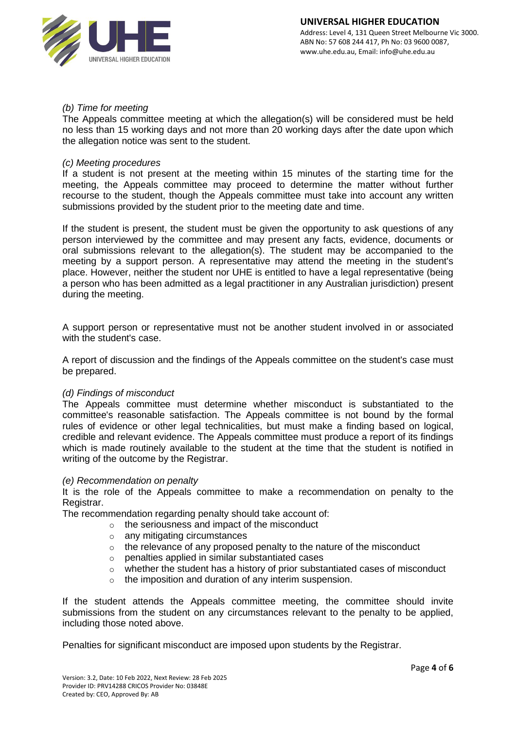*(b) Time for meeting*

The Appeals committee meeting at which the allegation(s) will be considered must be held no less than 15 working days and not more than 20 working days after the date upon which the allegation notice was sent to the student.

*(c) Meeting procedures*

If a student is not present at the meeting within 15 minutes of the starting time for the meeting, the Appeals committee may proceed to determine the matter without further recourse to the student, though the Appeals committee must take into account any written submissions provided by the student prior to the meeting date and time.

If the student is present, the student must be given the opportunity to ask questions of any person interviewed by the committee and may present any facts, evidence, documents or oral submissions relevant to the allegation(s). The student may be accompanied to the meeting by a support person. A representative may attend the meeting in the student's place. However, neither the student nor UHE is entitled to have a legal representative (being a person who has been admitted as a legal practitioner in any Australian jurisdiction) present during the meeting.

A support person or representative must not be another student involved in or associated with the student's case.

A report of discussion and the findings of the Appeals committee on the student's case must be prepared.

*(d) Findings of misconduct*

The Appeals committee must determine whether misconduct is substantiated to the committee's reasonable satisfaction. The Appeals committee is not bound by the formal rules of evidence or other legal technicalities, but must make a finding based on logical, credible and relevant evidence. The Appeals committee must produce a report of its findings which is made routinely available to the student at the time that the student is notified in writing of the outcome by the Registrar.

*(e) Recommendation on penalty*

It is the role of the Appeals committee to make a recommendation on penalty to the Registrar.

The recommendation regarding penalty should take account of:

- the seriousness and impact of the misconduct
- any mitigating circumstances
- the relevance of any proposed penalty to the nature of the misconduct
- penalties applied in similar substantiated cases
- whether the student has a history of prior substantiated cases of misconduct
- the imposition and duration of any interim suspension.

If the student attends the Appeals committee meeting, the committee should invite submissions from the student on any circumstances relevant to the penalty to be applied, including those noted above.

Penalties for significant misconduct are imposed upon students by the Registrar.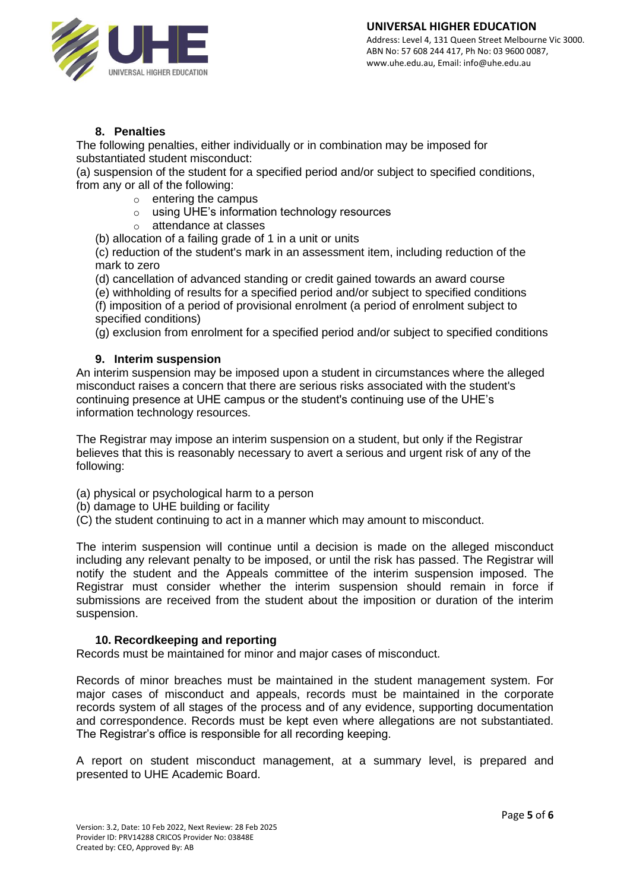## 8. Penalties

The following penalties, either individually or in combination may be imposed for substantiated student misconduct:

(a) suspension of the student for a specified period and/or subject to specified conditions, from any or all of the following:

- entering the campus
- using UHE's information technology resources
- attendance at classes

(b) allocation of a failing grade of 1 in a unit or units

(c) reduction of the student's mark in an assessment item, including reduction of the mark to zero

(d) cancellation of advanced standing or credit gained towards an award course

(e) withholding of results for a specified period and/or subject to specified conditions

(f) imposition of a period of provisional enrolment (a period of enrolment subject to specified conditions)

(g) exclusion from enrolment for a specified period and/or subject to specified conditions

## 9. Interim suspension

An interim suspension may be imposed upon a student in circumstances where the alleged misconduct raises a concern that there are serious risks associated with the student's continuing presence at UHE campus or the student's continuing use of the UHE's information technology resources.

The Registrar may impose an interim suspension on a student, but only if the Registrar believes that this is reasonably necessary to avert a serious and urgent risk of any of the following:

(a) physical or psychological harm to a person

(b) damage to UHE building or facility

(C) the student continuing to act in a manner which may amount to misconduct.

The interim suspension will continue until a decision is made on the alleged misconduct including any relevant penalty to be imposed, or until the risk has passed. The Registrar will notify the student and the Appeals committee of the interim suspension imposed. The Registrar must consider whether the interim suspension should remain in force if submissions are received from the student about the imposition or duration of the interim suspension.

## 10. Recordkeeping and reporting

Records must be maintained for minor and major cases of misconduct.

Records of minor breaches must be maintained in the student management system. For major cases of misconduct and appeals, records must be maintained in the corporate records system of all stages of the process and of any evidence, supporting documentation and correspondence. Records must be kept even where allegations are not substantiated. The Registrar's office is responsible for all recording keeping.

A report on student misconduct management, at a summary level, is prepared and presented to UHE Academic Board.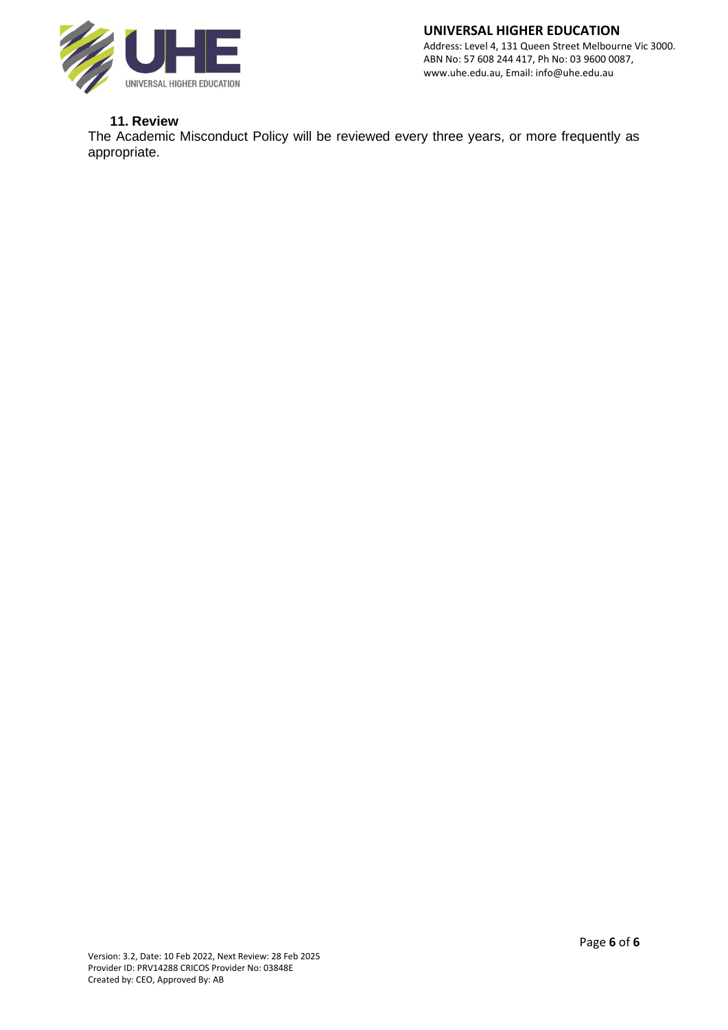## 11. Review

The Academic Misconduct Policy will be reviewed every three years, or more frequently as appropriate.